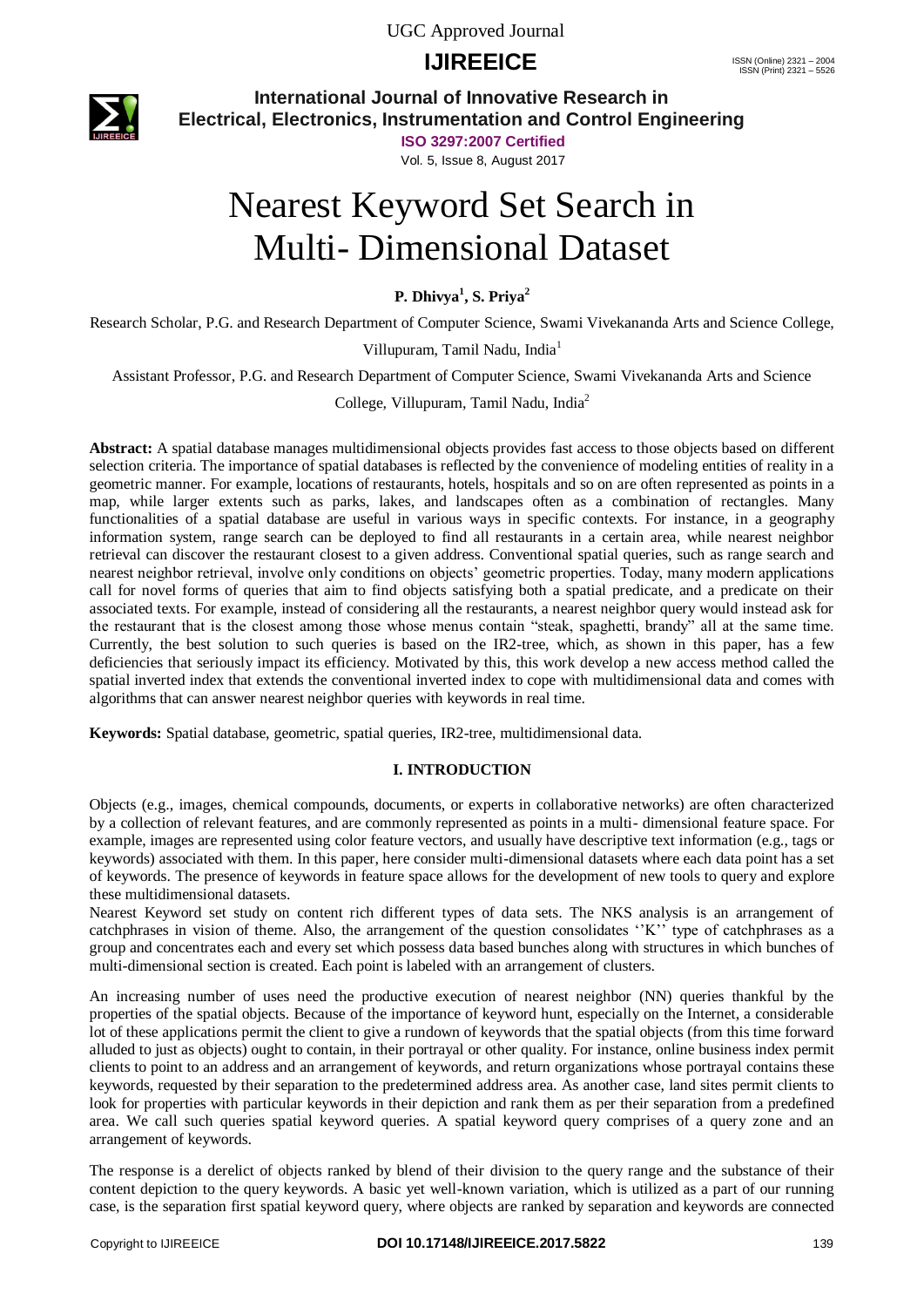# Nearest Keyword Set Search in Multi- Dimensional Dataset

**P. Dhivya[1], S. Priya[2]**

Research Scholar, P.G. and Research Department of Computer Science, Swami Vivekananda Arts and Science College, Villupuram, Tamil Nadu, India[1]

Assistant Professor, P.G. and Research Department of Computer Science, Swami Vivekananda Arts and Science College, Villupuram, Tamil Nadu, India[2]

**Abstract:** A spatial database manages multidimensional objects provides fast access to those objects based on different selection criteria. The importance of spatial databases is reflected by the convenience of modeling entities of reality in a geometric manner. For example, locations of restaurants, hotels, hospitals and so on are often represented as points in a map, while larger extents such as parks, lakes, and landscapes often as a combination of rectangles. Many functionalities of a spatial database are useful in various ways in specific contexts. For instance, in a geography information system, range search can be deployed to find all restaurants in a certain area, while nearest neighbor retrieval can discover the restaurant closest to a given address. Conventional spatial queries, such as range search and nearest neighbor retrieval, involve only conditions on objects' geometric properties. Today, many modern applications call for novel forms of queries that aim to find objects satisfying both a spatial predicate, and a predicate on their associated texts. For example, instead of considering all the restaurants, a nearest neighbor query would instead ask for the restaurant that is the closest among those whose menus contain "steak, spaghetti, brandy" all at the same time. Currently, the best solution to such queries is based on the IR2-tree, which, as shown in this paper, has a few deficiencies that seriously impact its efficiency. Motivated by this, this work develop a new access method called the spatial inverted index that extends the conventional inverted index to cope with multidimensional data and comes with algorithms that can answer nearest neighbor queries with keywords in real time.

**Keywords:** Spatial database, geometric, spatial queries, IR2-tree, multidimensional data.

## I. INTRODUCTION

Objects (e.g., images, chemical compounds, documents, or experts in collaborative networks) are often characterized by a collection of relevant features, and are commonly represented as points in a multi- dimensional feature space. For example, images are represented using color feature vectors, and usually have descriptive text information (e.g., tags or keywords) associated with them. In this paper, here consider multi-dimensional datasets where each data point has a set of keywords. The presence of keywords in feature space allows for the development of new tools to query and explore these multidimensional datasets.

Nearest Keyword set study on content rich different types of data sets. The NKS analysis is an arrangement of catchphrases in vision of theme. Also, the arrangement of the question consolidates ''K'' type of catchphrases as a group and concentrates each and every set which possess data based bunches along with structures in which bunches of multi-dimensional section is created. Each point is labeled with an arrangement of clusters.

An increasing number of uses need the productive execution of nearest neighbor (NN) queries thankful by the properties of the spatial objects. Because of the importance of keyword hunt, especially on the Internet, a considerable lot of these applications permit the client to give a rundown of keywords that the spatial objects (from this time forward alluded to just as objects) ought to contain, in their portrayal or other quality. For instance, online business index permit clients to point to an address and an arrangement of keywords, and return organizations whose portrayal contains these keywords, requested by their separation to the predetermined address area. As another case, land sites permit clients to look for properties with particular keywords in their depiction and rank them as per their separation from a predefined area. We call such queries spatial keyword queries. A spatial keyword query comprises of a query zone and an arrangement of keywords.

The response is a derelict of objects ranked by blend of their division to the query range and the substance of their content depiction to the query keywords. A basic yet well-known variation, which is utilized as a part of our running case, is the separation first spatial keyword query, where objects are ranked by separation and keywords are connected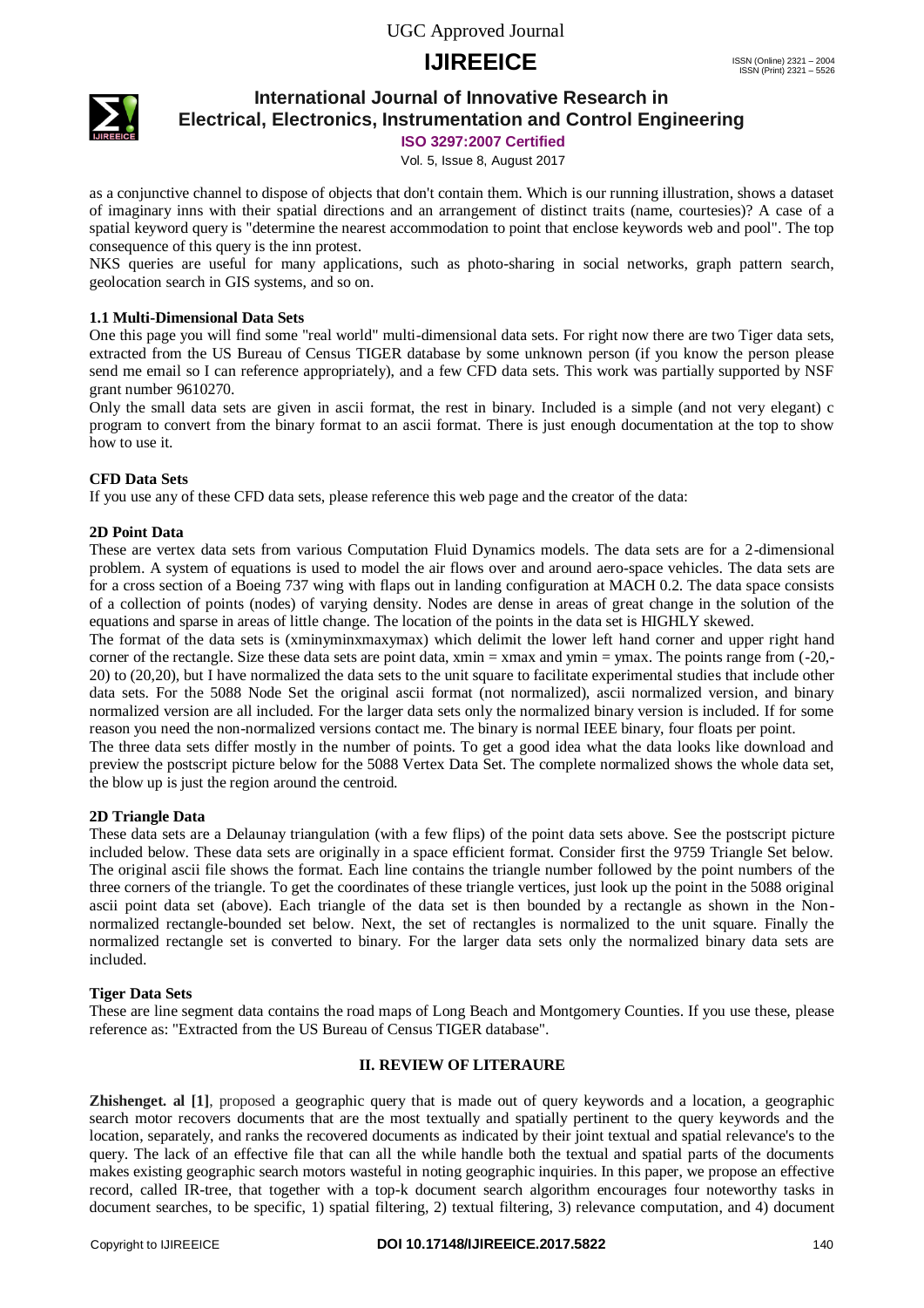as a conjunctive channel to dispose of objects that don't contain them. Which is our running illustration, shows a dataset of imaginary inns with their spatial directions and an arrangement of distinct traits (name, courtesies)? A case of a spatial keyword query is "determine the nearest accommodation to point that enclose keywords web and pool". The top consequence of this query is the inn protest.

NKS queries are useful for many applications, such as photo-sharing in social networks, graph pattern search, geolocation search in GIS systems, and so on.

### 1.1 Multi-Dimensional Data Sets

One this page you will find some "real world" multi-dimensional data sets. For right now there are two Tiger data sets, extracted from the US Bureau of Census TIGER database by some unknown person (if you know the person please send me email so I can reference appropriately), and a few CFD data sets. This work was partially supported by NSF grant number 9610270.

Only the small data sets are given in ascii format, the rest in binary. Included is a simple (and not very elegant) c program to convert from the binary format to an ascii format. There is just enough documentation at the top to show how to use it.

#### CFD Data Sets

If you use any of these CFD data sets, please reference this web page and the creator of the data:

#### 2D Point Data

These are vertex data sets from various Computation Fluid Dynamics models. The data sets are for a 2-dimensional problem. A system of equations is used to model the air flows over and around aero-space vehicles. The data sets are for a cross section of a Boeing 737 wing with flaps out in landing configuration at MACH 0.2. The data space consists of a collection of points (nodes) of varying density. Nodes are dense in areas of great change in the solution of the equations and sparse in areas of little change. The location of the points in the data set is HIGHLY skewed.

The format of the data sets is (xminyminxmaxymax) which delimit the lower left hand corner and upper right hand corner of the rectangle. Size these data sets are point data, xmin = xmax and ymin = ymax. The points range from (-20,-20) to (20,20), but I have normalized the data sets to the unit square to facilitate experimental studies that include other data sets. For the 5088 Node Set the original ascii format (not normalized), ascii normalized version, and binary normalized version are all included. For the larger data sets only the normalized binary version is included. If for some reason you need the non-normalized versions contact me. The binary is normal IEEE binary, four floats per point.

The three data sets differ mostly in the number of points. To get a good idea what the data looks like download and preview the postscript picture below for the 5088 Vertex Data Set. The complete normalized shows the whole data set, the blow up is just the region around the centroid.

#### 2D Triangle Data

These data sets are a Delaunay triangulation (with a few flips) of the point data sets above. See the postscript picture included below. These data sets are originally in a space efficient format. Consider first the 9759 Triangle Set below. The original ascii file shows the format. Each line contains the triangle number followed by the point numbers of the three corners of the triangle. To get the coordinates of these triangle vertices, just look up the point in the 5088 original ascii point data set (above). Each triangle of the data set is then bounded by a rectangle as shown in the Non-normalized rectangle-bounded set below. Next, the set of rectangles is normalized to the unit square. Finally the normalized rectangle set is converted to binary. For the larger data sets only the normalized binary data sets are included.

#### Tiger Data Sets

These are line segment data contains the road maps of Long Beach and Montgomery Counties. If you use these, please reference as: "Extracted from the US Bureau of Census TIGER database".

## II. REVIEW OF LITERAURE

**Zhishenget. al [1]**, proposed a geographic query that is made out of query keywords and a location, a geographic search motor recovers documents that are the most textually and spatially pertinent to the query keywords and the location, separately, and ranks the recovered documents as indicated by their joint textual and spatial relevance's to the query. The lack of an effective file that can all the while handle both the textual and spatial parts of the documents makes existing geographic search motors wasteful in noting geographic inquiries. In this paper, we propose an effective record, called IR-tree, that together with a top-k document search algorithm encourages four noteworthy tasks in document searches, to be specific, 1) spatial filtering, 2) textual filtering, 3) relevance computation, and 4) document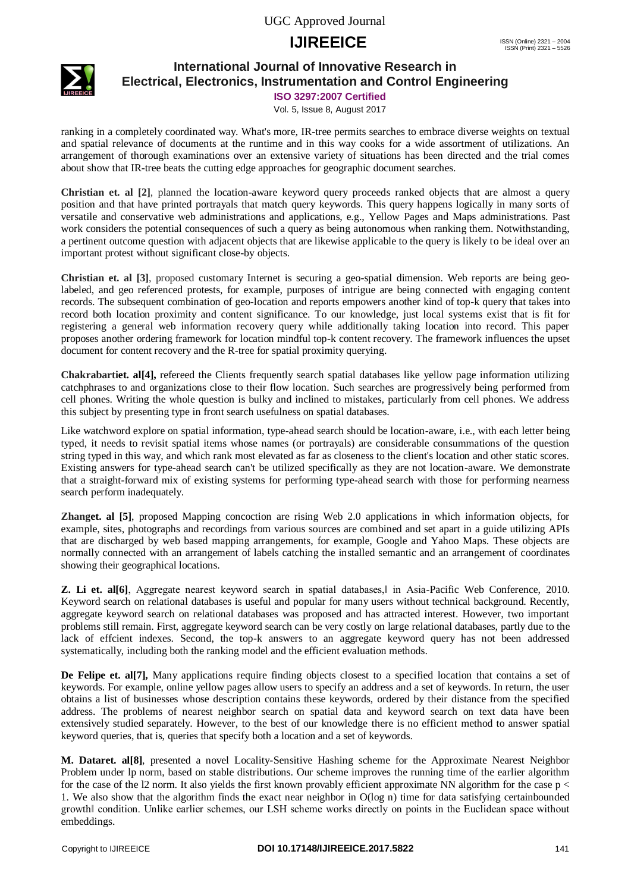ranking in a completely coordinated way. What's more, IR-tree permits searches to embrace diverse weights on textual and spatial relevance of documents at the runtime and in this way cooks for a wide assortment of utilizations. An arrangement of thorough examinations over an extensive variety of situations has been directed and the trial comes about show that IR-tree beats the cutting edge approaches for geographic document searches.

**Christian et. al [2]**, planned the location-aware keyword query proceeds ranked objects that are almost a query position and that have printed portrayals that match query keywords. This query happens logically in many sorts of versatile and conservative web administrations and applications, e.g., Yellow Pages and Maps administrations. Past work considers the potential consequences of such a query as being autonomous when ranking them. Notwithstanding, a pertinent outcome question with adjacent objects that are likewise applicable to the query is likely to be ideal over an important protest without significant close-by objects.

**Christian et. al [3]**, proposed customary Internet is securing a geo-spatial dimension. Web reports are being geo-labeled, and geo referenced protests, for example, purposes of intrigue are being connected with engaging content records. The subsequent combination of geo-location and reports empowers another kind of top-k query that takes into record both location proximity and content significance. To our knowledge, just local systems exist that is fit for registering a general web information recovery query while additionally taking location into record. This paper proposes another ordering framework for location mindful top-k content recovery. The framework influences the upset document for content recovery and the R-tree for spatial proximity querying.

**Chakrabartiet. al[4],** refereed the Clients frequently search spatial databases like yellow page information utilizing catchphrases to and organizations close to their flow location. Such searches are progressively being performed from cell phones. Writing the whole question is bulky and inclined to mistakes, particularly from cell phones. We address this subject by presenting type in front search usefulness on spatial databases.

Like watchword explore on spatial information, type-ahead search should be location-aware, i.e., with each letter being typed, it needs to revisit spatial items whose names (or portrayals) are considerable consummations of the question string typed in this way, and which rank most elevated as far as closeness to the client's location and other static scores. Existing answers for type-ahead search can't be utilized specifically as they are not location-aware. We demonstrate that a straight-forward mix of existing systems for performing type-ahead search with those for performing nearness search perform inadequately.

**Zhanget. al [5]**, proposed Mapping concoction are rising Web 2.0 applications in which information objects, for example, sites, photographs and recordings from various sources are combined and set apart in a guide utilizing APIs that are discharged by web based mapping arrangements, for example, Google and Yahoo Maps. These objects are normally connected with an arrangement of labels catching the installed semantic and an arrangement of coordinates showing their geographical locations.

**Z. Li et. al[6]**, Aggregate nearest keyword search in spatial databases,‖ in Asia-Pacific Web Conference, 2010. Keyword search on relational databases is useful and popular for many users without technical background. Recently, aggregate keyword search on relational databases was proposed and has attracted interest. However, two important problems still remain. First, aggregate keyword search can be very costly on large relational databases, partly due to the lack of effcient indexes. Second, the top-k answers to an aggregate keyword query has not been addressed systematically, including both the ranking model and the efficient evaluation methods.

**De Felipe et. al[7],** Many applications require finding objects closest to a specified location that contains a set of keywords. For example, online yellow pages allow users to specify an address and a set of keywords. In return, the user obtains a list of businesses whose description contains these keywords, ordered by their distance from the specified address. The problems of nearest neighbor search on spatial data and keyword search on text data have been extensively studied separately. However, to the best of our knowledge there is no efficient method to answer spatial keyword queries, that is, queries that specify both a location and a set of keywords.

**M. Dataret. al[8]**, presented a novel Locality-Sensitive Hashing scheme for the Approximate Nearest Neighbor Problem under lp norm, based on stable distributions. Our scheme improves the running time of the earlier algorithm for the case of the l2 norm. It also yields the first known provably efficient approximate NN algorithm for the case $p < 1$. We also show that the algorithm finds the exact near neighbor in $O(\log n)$ time for data satisfying certainbounded growth‖ condition. Unlike earlier schemes, our LSH scheme works directly on points in the Euclidean space without embeddings.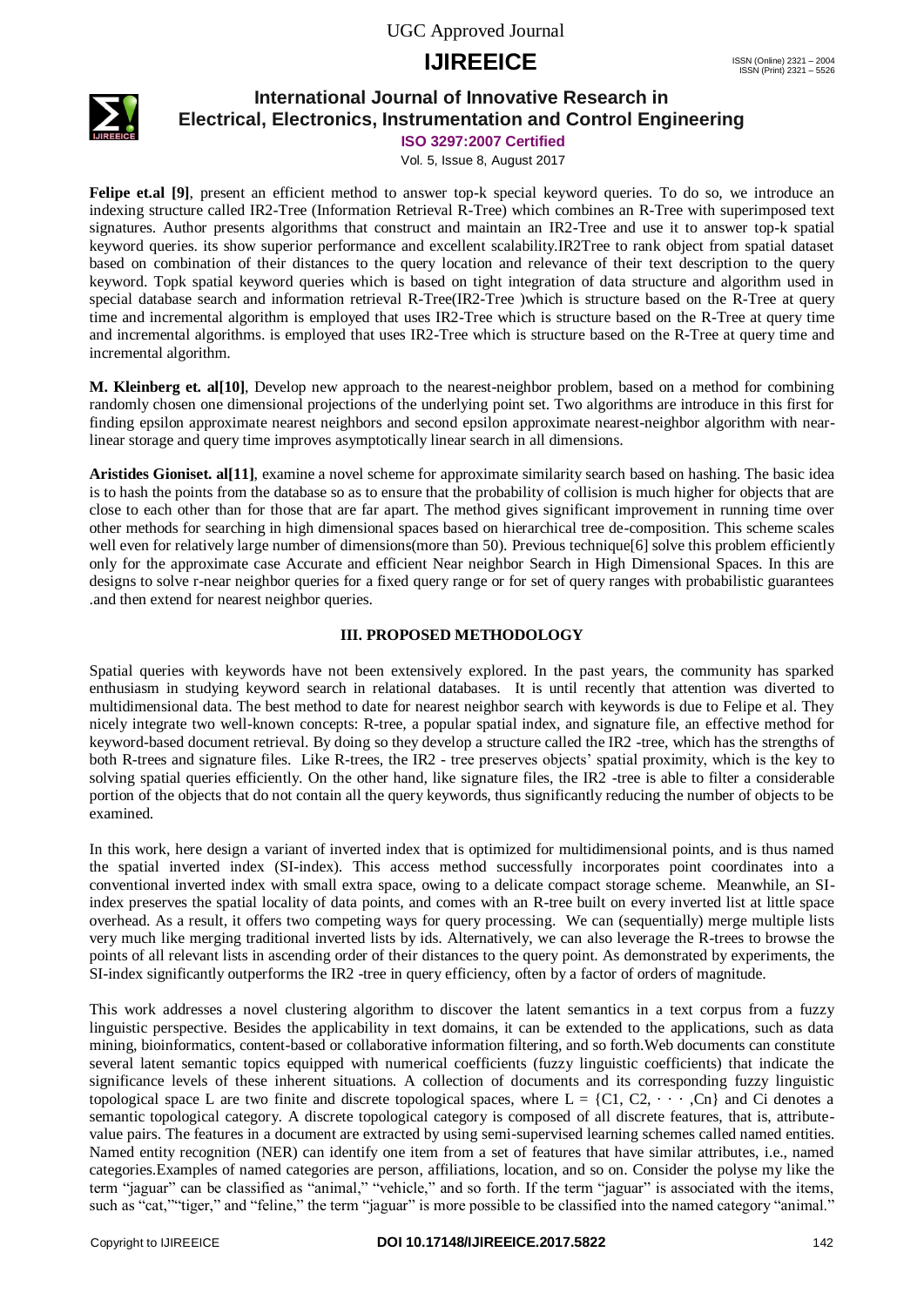**Felipe et.al [9]**, present an efficient method to answer top-k special keyword queries. To do so, we introduce an indexing structure called IR2-Tree (Information Retrieval R-Tree) which combines an R-Tree with superimposed text signatures. Author presents algorithms that construct and maintain an IR2-Tree and use it to answer top-k spatial keyword queries. its show superior performance and excellent scalability.IR2Tree to rank object from spatial dataset based on combination of their distances to the query location and relevance of their text description to the query keyword. Topk spatial keyword queries which is based on tight integration of data structure and algorithm used in special database search and information retrieval R-Tree(IR2-Tree )which is structure based on the R-Tree at query time and incremental algorithm is employed that uses IR2-Tree which is structure based on the R-Tree at query time and incremental algorithms. is employed that uses IR2-Tree which is structure based on the R-Tree at query time and incremental algorithm.

**M. Kleinberg et. al[10]**, Develop new approach to the nearest-neighbor problem, based on a method for combining randomly chosen one dimensional projections of the underlying point set. Two algorithms are introduce in this first for finding epsilon approximate nearest neighbors and second epsilon approximate nearest-neighbor algorithm with near-linear storage and query time improves asymptotically linear search in all dimensions.

**Aristides Gioniset. al[11]**, examine a novel scheme for approximate similarity search based on hashing. The basic idea is to hash the points from the database so as to ensure that the probability of collision is much higher for objects that are close to each other than for those that are far apart. The method gives significant improvement in running time over other methods for searching in high dimensional spaces based on hierarchical tree de-composition. This scheme scales well even for relatively large number of dimensions(more than 50). Previous technique[6] solve this problem efficiently only for the approximate case Accurate and efficient Near neighbor Search in High Dimensional Spaces. In this are designs to solve r-near neighbor queries for a fixed query range or for set of query ranges with probabilistic guarantees .and then extend for nearest neighbor queries.

## III. PROPOSED METHODOLOGY

Spatial queries with keywords have not been extensively explored. In the past years, the community has sparked enthusiasm in studying keyword search in relational databases. It is until recently that attention was diverted to multidimensional data. The best method to date for nearest neighbor search with keywords is due to Felipe et al. They nicely integrate two well-known concepts: R-tree, a popular spatial index, and signature file, an effective method for keyword-based document retrieval. By doing so they develop a structure called the IR2 -tree, which has the strengths of both R-trees and signature files. Like R-trees, the IR2 - tree preserves objects' spatial proximity, which is the key to solving spatial queries efficiently. On the other hand, like signature files, the IR2 -tree is able to filter a considerable portion of the objects that do not contain all the query keywords, thus significantly reducing the number of objects to be examined.

In this work, here design a variant of inverted index that is optimized for multidimensional points, and is thus named the spatial inverted index (SI-index). This access method successfully incorporates point coordinates into a conventional inverted index with small extra space, owing to a delicate compact storage scheme. Meanwhile, an SI-index preserves the spatial locality of data points, and comes with an R-tree built on every inverted list at little space overhead. As a result, it offers two competing ways for query processing. We can (sequentially) merge multiple lists very much like merging traditional inverted lists by ids. Alternatively, we can also leverage the R-trees to browse the points of all relevant lists in ascending order of their distances to the query point. As demonstrated by experiments, the SI-index significantly outperforms the IR2 -tree in query efficiency, often by a factor of orders of magnitude.

This work addresses a novel clustering algorithm to discover the latent semantics in a text corpus from a fuzzy linguistic perspective. Besides the applicability in text domains, it can be extended to the applications, such as data mining, bioinformatics, content-based or collaborative information filtering, and so forth.Web documents can constitute several latent semantic topics equipped with numerical coefficients (fuzzy linguistic coefficients) that indicate the significance levels of these inherent situations. A collection of documents and its corresponding fuzzy linguistic topological space L are two finite and discrete topological spaces, where $L = \{C1, C2, \cdots ,Cn\}$ and Ci denotes a semantic topological category. A discrete topological category is composed of all discrete features, that is, attribute-value pairs. The features in a document are extracted by using semi-supervised learning schemes called named entities. Named entity recognition (NER) can identify one item from a set of features that have similar attributes, i.e., named categories.Examples of named categories are person, affiliations, location, and so on. Consider the polyse my like the term "jaguar" can be classified as "animal," "vehicle," and so forth. If the term "jaguar" is associated with the items, such as "cat,""tiger," and "feline," the term "jaguar" is more possible to be classified into the named category "animal."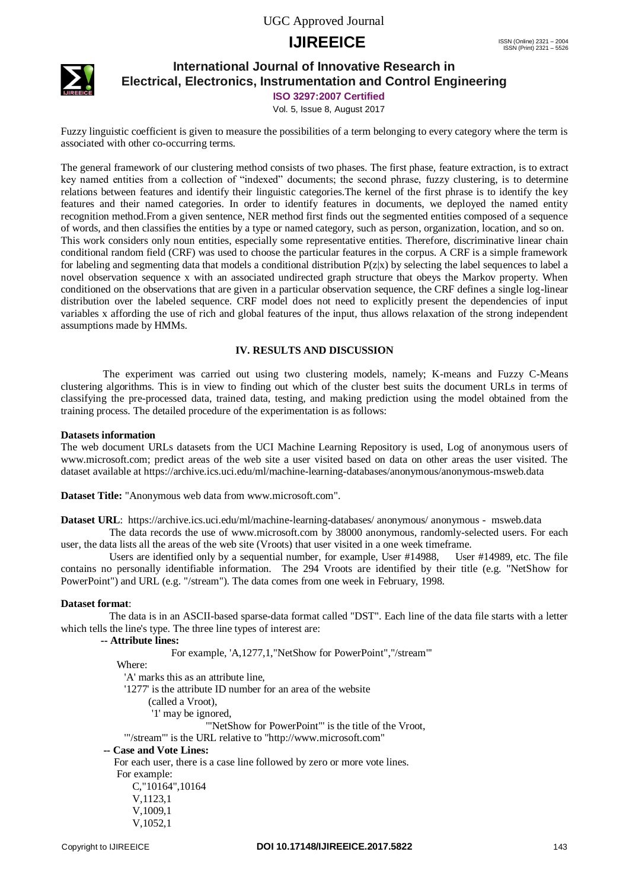Fuzzy linguistic coefficient is given to measure the possibilities of a term belonging to every category where the term is associated with other co-occurring terms.

The general framework of our clustering method consists of two phases. The first phase, feature extraction, is to extract key named entities from a collection of "indexed" documents; the second phrase, fuzzy clustering, is to determine relations between features and identify their linguistic categories.The kernel of the first phrase is to identify the key features and their named categories. In order to identify features in documents, we deployed the named entity recognition method.From a given sentence, NER method first finds out the segmented entities composed of a sequence of words, and then classifies the entities by a type or named category, such as person, organization, location, and so on. This work considers only noun entities, especially some representative entities. Therefore, discriminative linear chain conditional random field (CRF) was used to choose the particular features in the corpus. A CRF is a simple framework for labeling and segmenting data that models a conditional distribution $P(z|x)$ by selecting the label sequences to label a novel observation sequence x with an associated undirected graph structure that obeys the Markov property. When conditioned on the observations that are given in a particular observation sequence, the CRF defines a single log-linear distribution over the labeled sequence. CRF model does not need to explicitly present the dependencies of input variables x affording the use of rich and global features of the input, thus allows relaxation of the strong independent assumptions made by HMMs.

## IV. RESULTS AND DISCUSSION

The experiment was carried out using two clustering models, namely; K-means and Fuzzy C-Means clustering algorithms. This is in view to finding out which of the cluster best suits the document URLs in terms of classifying the pre-processed data, trained data, testing, and making prediction using the model obtained from the training process. The detailed procedure of the experimentation is as follows:

**Datasets information**

The web document URLs datasets from the UCI Machine Learning Repository is used, Log of anonymous users of www.microsoft.com; predict areas of the web site a user visited based on data on other areas the user visited. The dataset available at https://archive.ics.uci.edu/ml/machine-learning-databases/anonymous/anonymous-msweb.data

**Dataset Title:** "Anonymous web data from www.microsoft.com".

**Dataset URL**: https://archive.ics.uci.edu/ml/machine-learning-databases/ anonymous/ anonymous - msweb.data

The data records the use of www.microsoft.com by 38000 anonymous, randomly-selected users. For each user, the data lists all the areas of the web site (Vroots) that user visited in a one week timeframe.

Users are identified only by a sequential number, for example, User #14988, User #14989, etc. The file contains no personally identifiable information. The 294 Vroots are identified by their title (e.g. "NetShow for PowerPoint") and URL (e.g. "/stream"). The data comes from one week in February, 1998.

**Dataset format**:

The data is in an ASCII-based sparse-data format called "DST". Each line of the data file starts with a letter which tells the line's type. The three line types of interest are:

-- **Attribute lines:**

For example, 'A,1277,1,"NetShow for PowerPoint","/stream"'

Where:

'A' marks this as an attribute line,

'1277' is the attribute ID number for an area of the website (called a Vroot),

'1' may be ignored,

'"NetShow for PowerPoint"' is the title of the Vroot,

'"/stream"' is the URL relative to "http://www.microsoft.com"

-- **Case and Vote Lines:**

For each user, there is a case line followed by zero or more vote lines.

For example:

C,"10164",10164
V,1123,1
V,1009,1
V,1052,1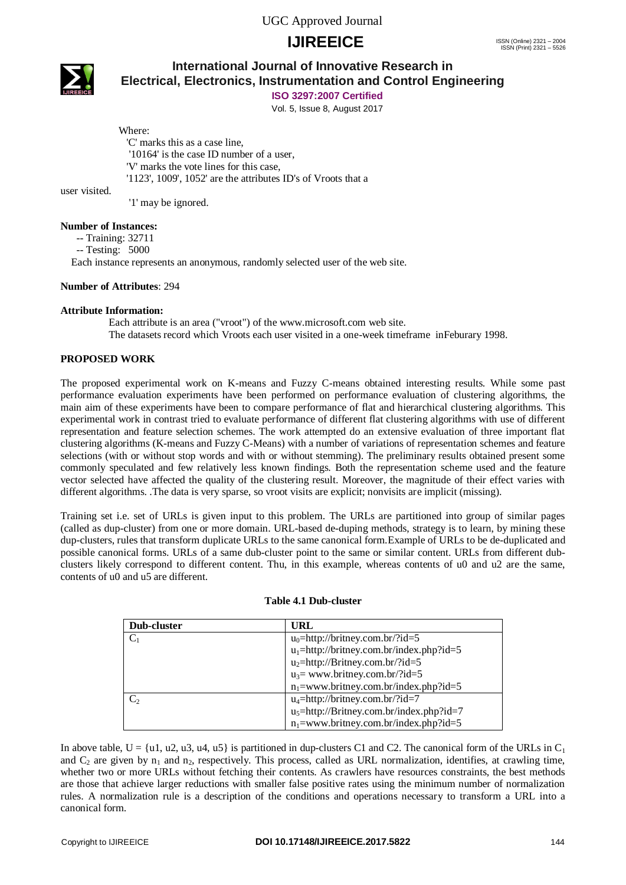Where:

'C' marks this as a case line,

'10164' is the case ID number of a user,

'V' marks the vote lines for this case,

'1123', 1009', 1052' are the attributes ID's of Vroots that a user visited.

'1' may be ignored.

**Number of Instances:**

-- Training: 32711

-- Testing: 5000

Each instance represents an anonymous, randomly selected user of the web site.

**Number of Attributes**: 294

**Attribute Information:**

Each attribute is an area ("vroot") of the www.microsoft.com web site.

The datasets record which Vroots each user visited in a one-week timeframe inFeburary 1998.

## PROPOSED WORK

The proposed experimental work on K-means and Fuzzy C-means obtained interesting results. While some past performance evaluation experiments have been performed on performance evaluation of clustering algorithms, the main aim of these experiments have been to compare performance of flat and hierarchical clustering algorithms. This experimental work in contrast tried to evaluate performance of different flat clustering algorithms with use of different representation and feature selection schemes. The work attempted do an extensive evaluation of three important flat clustering algorithms (K-means and Fuzzy C-Means) with a number of variations of representation schemes and feature selections (with or without stop words and with or without stemming). The preliminary results obtained present some commonly speculated and few relatively less known findings. Both the representation scheme used and the feature vector selected have affected the quality of the clustering result. Moreover, the magnitude of their effect varies with different algorithms. .The data is very sparse, so vroot visits are explicit; nonvisits are implicit (missing).

Training set i.e. set of URLs is given input to this problem. The URLs are partitioned into group of similar pages (called as dup-cluster) from one or more domain. URL-based de-duping methods, strategy is to learn, by mining these dup-clusters, rules that transform duplicate URLs to the same canonical form.Example of URLs to be de-duplicated and possible canonical forms. URLs of a same dub-cluster point to the same or similar content. URLs from different dub-clusters likely correspond to different content. Thu, in this example, whereas contents of u0 and u2 are the same, contents of u0 and u5 are different.

**Table 4.1 Dub-cluster**

| Dub-cluster | URL |
|---|---|
| $C_1$ | $u_0$=http://britney.com.br/?id=5<br>$u_1$=http://britney.com.br/index.php?id=5<br>$u_2$=http://Britney.com.br/?id=5<br>$u_3$= www.britney.com.br/?id=5<br>$n_1$=www.britney.com.br/index.php?id=5 |
| $C_2$ | $u_4$=http://britney.com.br/?id=7<br>$u_5$=http://Britney.com.br/index.php?id=7<br>$n_1$=www.britney.com.br/index.php?id=5 |

In above table, U = {u1, u2, u3, u4, u5} is partitioned in dup-clusters C1 and C2. The canonical form of the URLs in $C_1$ and $C_2$ are given by $n_1$ and $n_2$, respectively. This process, called as URL normalization, identifies, at crawling time, whether two or more URLs without fetching their contents. As crawlers have resources constraints, the best methods are those that achieve larger reductions with smaller false positive rates using the minimum number of normalization rules. A normalization rule is a description of the conditions and operations necessary to transform a URL into a canonical form.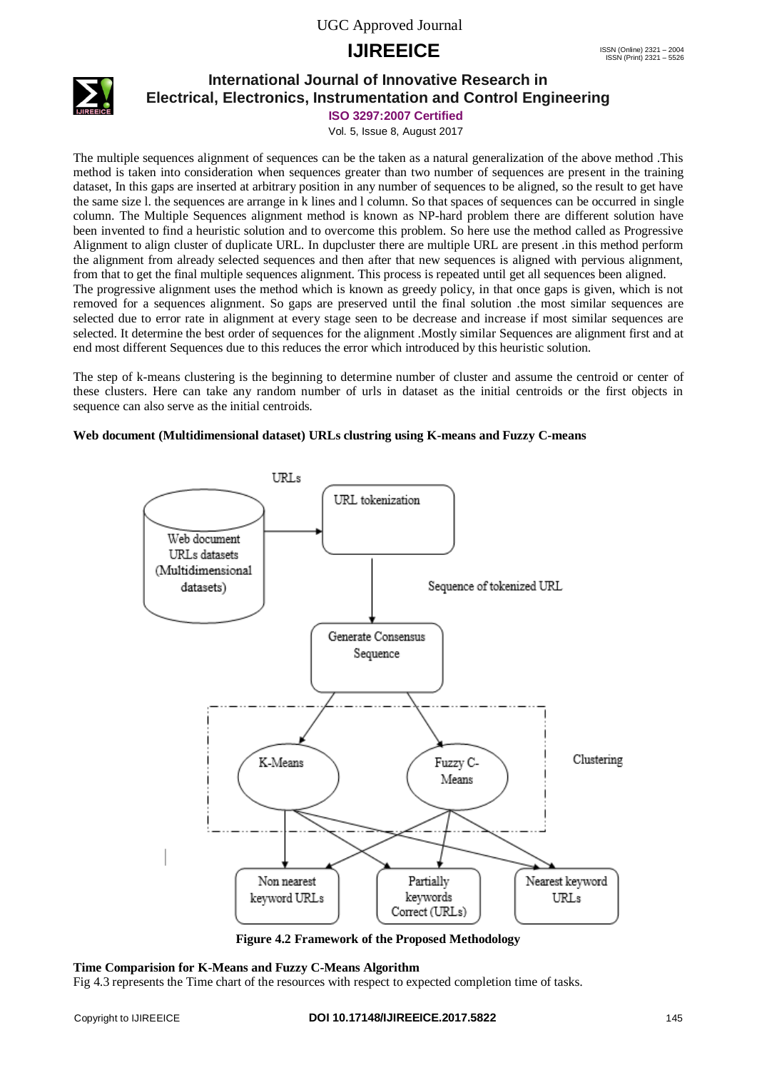The multiple sequences alignment of sequences can be the taken as a natural generalization of the above method .This method is taken into consideration when sequences greater than two number of sequences are present in the training dataset, In this gaps are inserted at arbitrary position in any number of sequences to be aligned, so the result to get have the same size l. the sequences are arrange in k lines and l column. So that spaces of sequences can be occurred in single column. The Multiple Sequences alignment method is known as NP-hard problem there are different solution have been invented to find a heuristic solution and to overcome this problem. So here use the method called as Progressive Alignment to align cluster of duplicate URL. In dupcluster there are multiple URL are present .in this method perform the alignment from already selected sequences and then after that new sequences is aligned with pervious alignment, from that to get the final multiple sequences alignment. This process is repeated until get all sequences been aligned.

The progressive alignment uses the method which is known as greedy policy, in that once gaps is given, which is not removed for a sequences alignment. So gaps are preserved until the final solution .the most similar sequences are selected due to error rate in alignment at every stage seen to be decrease and increase if most similar sequences are selected. It determine the best order of sequences for the alignment .Mostly similar Sequences are alignment first and at end most different Sequences due to this reduces the error which introduced by this heuristic solution.

The step of k-means clustering is the beginning to determine number of cluster and assume the centroid or center of these clusters. Here can take any random number of urls in dataset as the initial centroids or the first objects in sequence can also serve as the initial centroids.

**Web document (Multidimensional dataset) URLs clustring using K-means and Fuzzy C-means**

**Figure 4.2 Framework of the Proposed Methodology**

**Time Comparision for K-Means and Fuzzy C-Means Algorithm**

Fig 4.3 represents the Time chart of the resources with respect to expected completion time of tasks.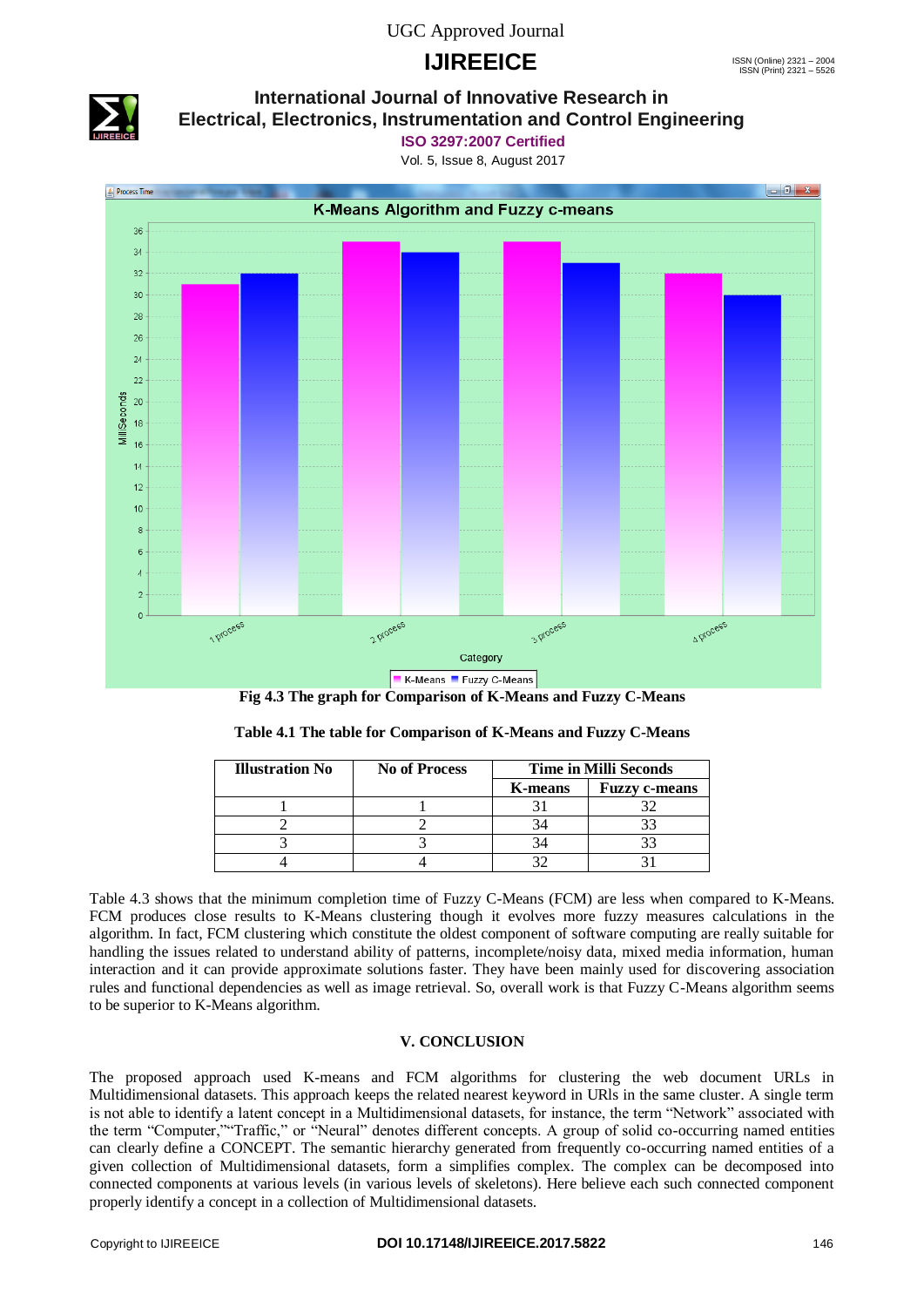Fig 4.3 The graph for Comparison of K-Means and Fuzzy C-Means

**Table 4.1 The table for Comparison of K-Means and Fuzzy C-Means**

| Illustration No | No of Process | Time in Milli Seconds | |
|---|---|---|---|
| | | K-means | Fuzzy c-means |
| 1 | 1 | 31 | 32 |
| 2 | 2 | 34 | 33 |
| 3 | 3 | 34 | 33 |
| 4 | 4 | 32 | 31 |

Table 4.3 shows that the minimum completion time of Fuzzy C-Means (FCM) are less when compared to K-Means. FCM produces close results to K-Means clustering though it evolves more fuzzy measures calculations in the algorithm. In fact, FCM clustering which constitute the oldest component of software computing are really suitable for handling the issues related to understand ability of patterns, incomplete/noisy data, mixed media information, human interaction and it can provide approximate solutions faster. They have been mainly used for discovering association rules and functional dependencies as well as image retrieval. So, overall work is that Fuzzy C-Means algorithm seems to be superior to K-Means algorithm.

## V. CONCLUSION

The proposed approach used K-means and FCM algorithms for clustering the web document URLs in Multidimensional datasets. This approach keeps the related nearest keyword in URLs in the same cluster. A single term is not able to identify a latent concept in a Multidimensional datasets, for instance, the term "Network" associated with the term "Computer,""Traffic," or "Neural" denotes different concepts. A group of solid co-occurring named entities can clearly define a CONCEPT. The semantic hierarchy generated from frequently co-occurring named entities of a given collection of Multidimensional datasets, form a simplifies complex. The complex can be decomposed into connected components at various levels (in various levels of skeletons). Here believe each such connected component properly identify a concept in a collection of Multidimensional datasets.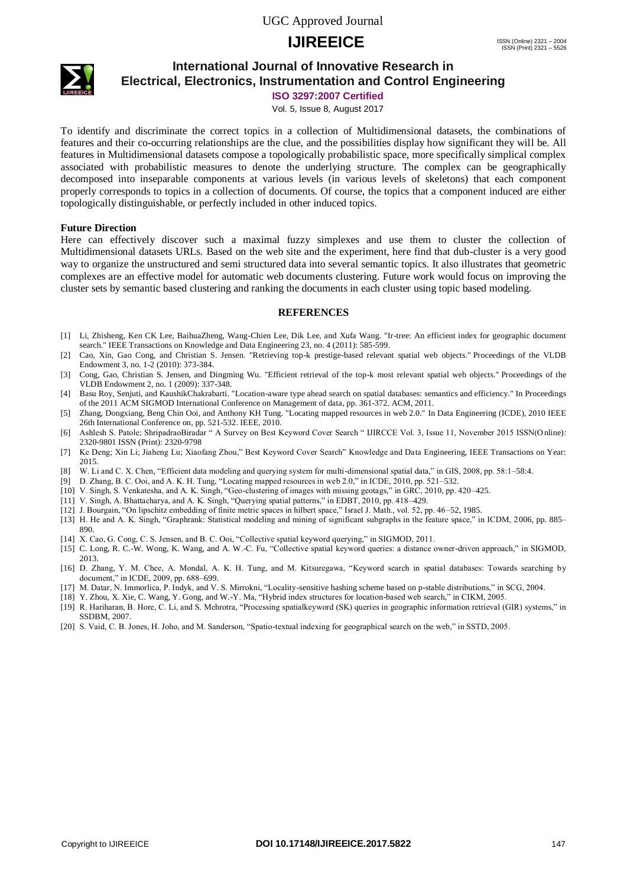To identify and discriminate the correct topics in a collection of Multidimensional datasets, the combinations of features and their co-occurring relationships are the clue, and the possibilities display how significant they will be. All features in Multidimensional datasets compose a topologically probabilistic space, more specifically simplical complex associated with probabilistic measures to denote the underlying structure. The complex can be geographically decomposed into inseparable components at various levels (in various levels of skeletons) that each component properly corresponds to topics in a collection of documents. Of course, the topics that a component induced are either topologically distinguishable, or perfectly included in other induced topics.

**Future Direction**

Here can effectively discover such a maximal fuzzy simplexes and use them to cluster the collection of Multidimensional datasets URLs. Based on the web site and the experiment, here find that dub-cluster is a very good way to organize the unstructured and semi structured data into several semantic topics. It also illustrates that geometric complexes are an effective model for automatic web documents clustering. Future work would focus on improving the cluster sets by semantic based clustering and ranking the documents in each cluster using topic based modeling.

## REFERENCES

[1] Li, Zhisheng, Ken CK Lee, BaihuaZheng, Wang-Chien Lee, Dik Lee, and Xufa Wang. "Ir-tree: An efficient index for geographic document search." IEEE Transactions on Knowledge and Data Engineering 23, no. 4 (2011): 585-599.

[2] Cao, Xin, Gao Cong, and Christian S. Jensen. "Retrieving top-k prestige-based relevant spatial web objects." Proceedings of the VLDB Endowment 3, no. 1-2 (2010): 373-384.

[3] Cong, Gao, Christian S. Jensen, and Dingming Wu. "Efficient retrieval of the top-k most relevant spatial web objects." Proceedings of the VLDB Endowment 2, no. 1 (2009): 337-348.

[4] Basu Roy, Senjuti, and KaushikChakrabarti. "Location-aware type ahead search on spatial databases: semantics and efficiency." In Proceedings of the 2011 ACM SIGMOD International Conference on Management of data, pp. 361-372. ACM, 2011.

[5] Zhang, Dongxiang, Beng Chin Ooi, and Anthony KH Tung. "Locating mapped resources in web 2.0." In Data Engineering (ICDE), 2010 IEEE 26th International Conference on, pp. 521-532. IEEE, 2010.

[6] Ashlesh S. Patole; ShripadraoBiradar " A Survey on Best Keyword Cover Search " IJIRCCE Vol. 3, Issue 11, November 2015 ISSN(Online): 2320-9801 ISSN (Print): 2320-9798

[7] Ke Deng; Xin Li; Jiaheng Lu; Xiaofang Zhou," Best Keyword Cover Search" Knowledge and Data Engineering, IEEE Transactions on Year: 2015.

[8] W. Li and C. X. Chen, "Efficient data modeling and querying system for multi-dimensional spatial data," in GIS, 2008, pp. 58:1–58:4.

[9] D. Zhang, B. C. Ooi, and A. K. H. Tung, "Locating mapped resources in web 2.0," in ICDE, 2010, pp. 521–532.

[10] V. Singh, S. Venkatesha, and A. K. Singh, "Geo-clustering of images with missing geotags," in GRC, 2010, pp. 420–425.

[11] V. Singh, A. Bhattacharya, and A. K. Singh, "Querying spatial patterns," in EDBT, 2010, pp. 418–429.

[12] J. Bourgain, "On lipschitz embedding of finite metric spaces in hilbert space," Israel J. Math., vol. 52, pp. 46–52, 1985.

[13] H. He and A. K. Singh, "Graphrank: Statistical modeling and mining of significant subgraphs in the feature space," in ICDM, 2006, pp. 885–890.

[14] X. Cao, G. Cong, C. S. Jensen, and B. C. Ooi, "Collective spatial keyword querying," in SIGMOD, 2011.

[15] C. Long, R. C.-W. Wong, K. Wang, and A. W.-C. Fu, "Collective spatial keyword queries: a distance owner-driven approach," in SIGMOD, 2013.

[16] D. Zhang, Y. M. Chee, A. Mondal, A. K. H. Tung, and M. Kitsuregawa, "Keyword search in spatial databases: Towards searching by document," in ICDE, 2009, pp. 688–699.

[17] M. Datar, N. Immorlica, P. Indyk, and V. S. Mirrokni, "Locality-sensitive hashing scheme based on p-stable distributions," in SCG, 2004.

[18] Y. Zhou, X. Xie, C. Wang, Y. Gong, and W.-Y. Ma, "Hybrid index structures for location-based web search," in CIKM, 2005.

[19] R. Hariharan, B. Hore, C. Li, and S. Mehrotra, "Processing spatialkeyword (SK) queries in geographic information retrieval (GIR) systems," in SSDBM, 2007.

[20] S. Vaid, C. B. Jones, H. Joho, and M. Sanderson, "Spatio-textual indexing for geographical search on the web," in SSTD, 2005.